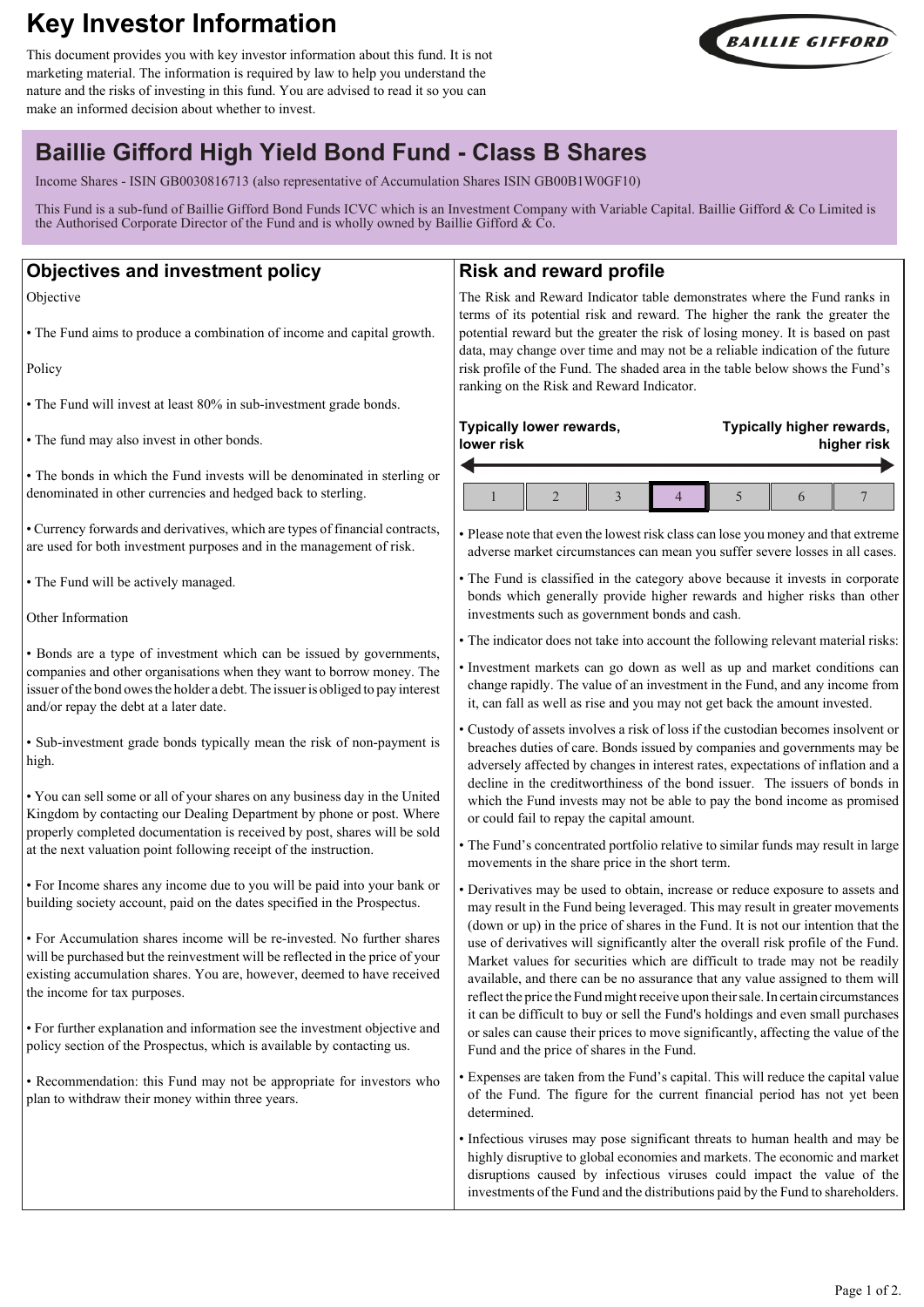# Key Investor Information

This document provides you with key investor information about this fund. It is not marketing material. The information is required by law to help you understand the nature and the risks of investing in this fund. You are advised to read it so you can make an informed decision about whether to invest.

## Baillie Gifford High Yield Bond Fund - Class B Shares

Income Shares - ISIN GB0030816713 (also representative of Accumulation Shares ISIN GB00B1W0GF10)

This Fund is a sub-fund of Baillie Gifford Bond Funds ICVC which is an Investment Company with Variable Capital. Baillie Gifford & Co Limited is the Authorised Corporate Director of the Fund and is wholly owned by Baillie Gifford & Co.

### Objectives and investment policy

Objective

- The Fund aims to produce a combination of income and capital growth.

Policy

- The Fund will invest at least 80% in sub-investment grade bonds.
- The fund may also invest in other bonds.
- The bonds in which the Fund invests will be denominated in sterling or denominated in other currencies and hedged back to sterling.
- Currency forwards and derivatives, which are types of financial contracts, are used for both investment purposes and in the management of risk.
- The Fund will be actively managed.

Other Information

- Bonds are a type of investment which can be issued by governments, companies and other organisations when they want to borrow money. The issuer of the bond owes the holder a debt. The issuer is obliged to pay interest and/or repay the debt at a later date.
- Sub-investment grade bonds typically mean the risk of non-payment is high.
- You can sell some or all of your shares on any business day in the United Kingdom by contacting our Dealing Department by phone or post. Where properly completed documentation is received by post, shares will be sold at the next valuation point following receipt of the instruction.
- For Income shares any income due to you will be paid into your bank or building society account, paid on the dates specified in the Prospectus.
- For Accumulation shares income will be re-invested. No further shares will be purchased but the reinvestment will be reflected in the price of your existing accumulation shares. You are, however, deemed to have received the income for tax purposes.
- For further explanation and information see the investment objective and policy section of the Prospectus, which is available by contacting us.
- Recommendation: this Fund may not be appropriate for investors who plan to withdraw their money within three years.

### Risk and reward profile

The Risk and Reward Indicator table demonstrates where the Fund ranks in terms of its potential risk and reward. The higher the rank the greater the potential reward but the greater the risk of losing money. It is based on past data, may change over time and may not be a reliable indication of the future risk profile of the Fund. The shaded area in the table below shows the Fund's ranking on the Risk and Reward Indicator.

**Typically lower rewards, lower risk** ← → **Typically higher rewards, higher risk**

| 1 | 2 | 3 | **4** | 5 | 6 | 7 |
|---|---|---|---|---|---|---|

- Please note that even the lowest risk class can lose you money and that extreme adverse market circumstances can mean you suffer severe losses in all cases.
- The Fund is classified in the category above because it invests in corporate bonds which generally provide higher rewards and higher risks than other investments such as government bonds and cash.
- The indicator does not take into account the following relevant material risks:
- Investment markets can go down as well as up and market conditions can change rapidly. The value of an investment in the Fund, and any income from it, can fall as well as rise and you may not get back the amount invested.
- Custody of assets involves a risk of loss if the custodian becomes insolvent or breaches duties of care. Bonds issued by companies and governments may be adversely affected by changes in interest rates, expectations of inflation and a decline in the creditworthiness of the bond issuer. The issuers of bonds in which the Fund invests may not be able to pay the bond income as promised or could fail to repay the capital amount.
- The Fund's concentrated portfolio relative to similar funds may result in large movements in the share price in the short term.
- Derivatives may be used to obtain, increase or reduce exposure to assets and may result in the Fund being leveraged. This may result in greater movements (down or up) in the price of shares in the Fund. It is not our intention that the use of derivatives will significantly alter the overall risk profile of the Fund. Market values for securities which are difficult to trade may not be readily available, and there can be no assurance that any value assigned to them will reflect the price the Fund might receive upon their sale. In certain circumstances it can be difficult to buy or sell the Fund's holdings and even small purchases or sales can cause their prices to move significantly, affecting the value of the Fund and the price of shares in the Fund.
- Expenses are taken from the Fund's capital. This will reduce the capital value of the Fund. The figure for the current financial period has not yet been determined.
- Infectious viruses may pose significant threats to human health and may be highly disruptive to global economies and markets. The economic and market disruptions caused by infectious viruses could impact the value of the investments of the Fund and the distributions paid by the Fund to shareholders.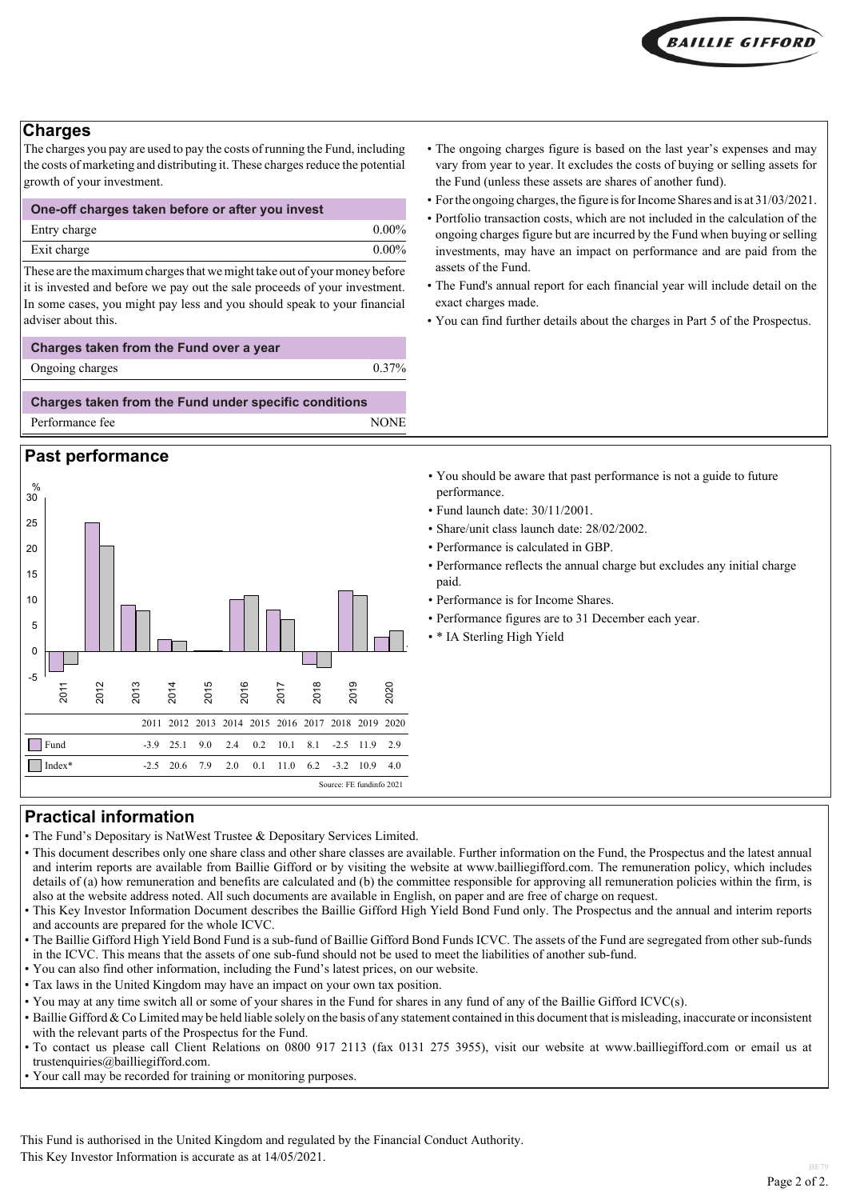## Charges

The charges you pay are used to pay the costs of running the Fund, including the costs of marketing and distributing it. These charges reduce the potential growth of your investment.

| One-off charges taken before or after you invest | |
|---|---|
| Entry charge | 0.00% |
| Exit charge | 0.00% |

These are the maximum charges that we might take out of your money before it is invested and before we pay out the sale proceeds of your investment. In some cases, you might pay less and you should speak to your financial adviser about this.

| Charges taken from the Fund over a year | |
|---|---|
| Ongoing charges | 0.37% |

| Charges taken from the Fund under specific conditions | |
|---|---|
| Performance fee | NONE |

- The ongoing charges figure is based on the last year's expenses and may vary from year to year. It excludes the costs of buying or selling assets for the Fund (unless these assets are shares of another fund).
- For the ongoing charges, the figure is for Income Shares and is at 31/03/2021.
- Portfolio transaction costs, which are not included in the calculation of the ongoing charges figure but are incurred by the Fund when buying or selling investments, may have an impact on performance and are paid from the assets of the Fund.
- The Fund's annual report for each financial year will include detail on the exact charges made.
- You can find further details about the charges in Part 5 of the Prospectus.

## Past performance

%
30
25
20
15
10
5
0
-5
2011 2012 2013 2014 2015 2016 2017 2018 2019 2020

| | 2011 | 2012 | 2013 | 2014 | 2015 | 2016 | 2017 | 2018 | 2019 | 2020 |
|---|---|---|---|---|---|---|---|---|---|---|
| Fund | -3.9 | 25.1 | 9.0 | 2.4 | 0.2 | 10.1 | 8.1 | -2.5 | 11.9 | 2.9 |
| Index* | -2.5 | 20.6 | 7.9 | 2.0 | 0.1 | 11.0 | 6.2 | -3.2 | 10.9 | 4.0 |

Source: FE fundinfo 2021

- You should be aware that past performance is not a guide to future performance.
- Fund launch date: 30/11/2001.
- Share/unit class launch date: 28/02/2002.
- Performance is calculated in GBP.
- Performance reflects the annual charge but excludes any initial charge paid.
- Performance is for Income Shares.
- Performance figures are to 31 December each year.
- * IA Sterling High Yield

## Practical information

- The Fund's Depositary is NatWest Trustee & Depositary Services Limited.
- This document describes only one share class and other share classes are available. Further information on the Fund, the Prospectus and the latest annual and interim reports are available from Baillie Gifford or by visiting the website at www.bailliegifford.com. The remuneration policy, which includes details of (a) how remuneration and benefits are calculated and (b) the committee responsible for approving all remuneration policies within the firm, is also at the website address noted. All such documents are available in English, on paper and are free of charge on request.
- This Key Investor Information Document describes the Baillie Gifford High Yield Bond Fund only. The Prospectus and the annual and interim reports and accounts are prepared for the whole ICVC.
- The Baillie Gifford High Yield Bond Fund is a sub-fund of Baillie Gifford Bond Funds ICVC. The assets of the Fund are segregated from other sub-funds in the ICVC. This means that the assets of one sub-fund should not be used to meet the liabilities of another sub-fund.
- You can also find other information, including the Fund's latest prices, on our website.
- Tax laws in the United Kingdom may have an impact on your own tax position.
- You may at any time switch all or some of your shares in the Fund for shares in any fund of any of the Baillie Gifford ICVC(s).
- Baillie Gifford & Co Limited may be held liable solely on the basis of any statement contained in this document that is misleading, inaccurate or inconsistent with the relevant parts of the Prospectus for the Fund.
- To contact us please call Client Relations on 0800 917 2113 (fax 0131 275 3955), visit our website at www.bailliegifford.com or email us at trustenquiries@bailliegifford.com.
- Your call may be recorded for training or monitoring purposes.

This Fund is authorised in the United Kingdom and regulated by the Financial Conduct Authority.
This Key Investor Information is accurate as at 14/05/2021.